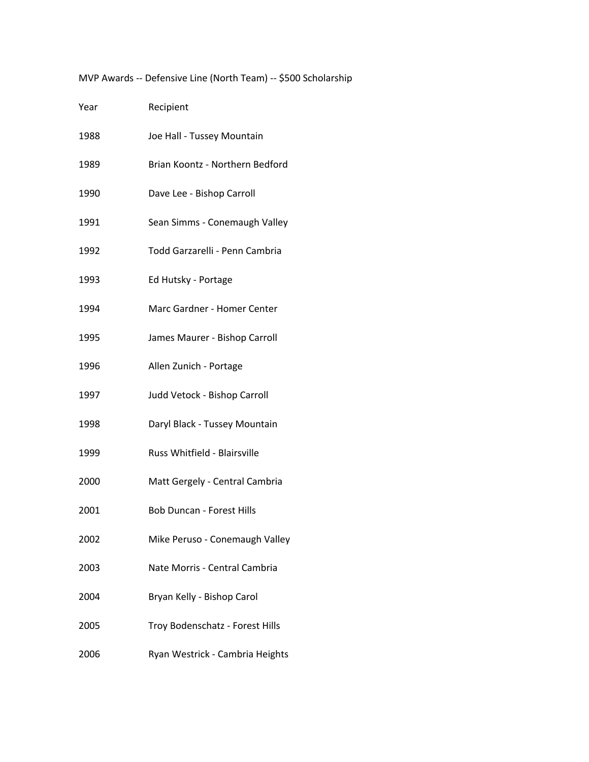MVP Awards -- Defensive Line (North Team) -- $500 Scholarship

| Year | Recipient |
| --- | --- |
| 1988 | Joe Hall - Tussey Mountain |
| 1989 | Brian Koontz - Northern Bedford |
| 1990 | Dave Lee - Bishop Carroll |
| 1991 | Sean Simms - Conemaugh Valley |
| 1992 | Todd Garzarelli - Penn Cambria |
| 1993 | Ed Hutsky - Portage |
| 1994 | Marc Gardner - Homer Center |
| 1995 | James Maurer - Bishop Carroll |
| 1996 | Allen Zunich - Portage |
| 1997 | Judd Vetock - Bishop Carroll |
| 1998 | Daryl Black - Tussey Mountain |
| 1999 | Russ Whitfield - Blairsville |
| 2000 | Matt Gergely - Central Cambria |
| 2001 | Bob Duncan - Forest Hills |
| 2002 | Mike Peruso - Conemaugh Valley |
| 2003 | Nate Morris - Central Cambria |
| 2004 | Bryan Kelly - Bishop Carol |
| 2005 | Troy Bodenschatz - Forest Hills |
| 2006 | Ryan Westrick - Cambria Heights |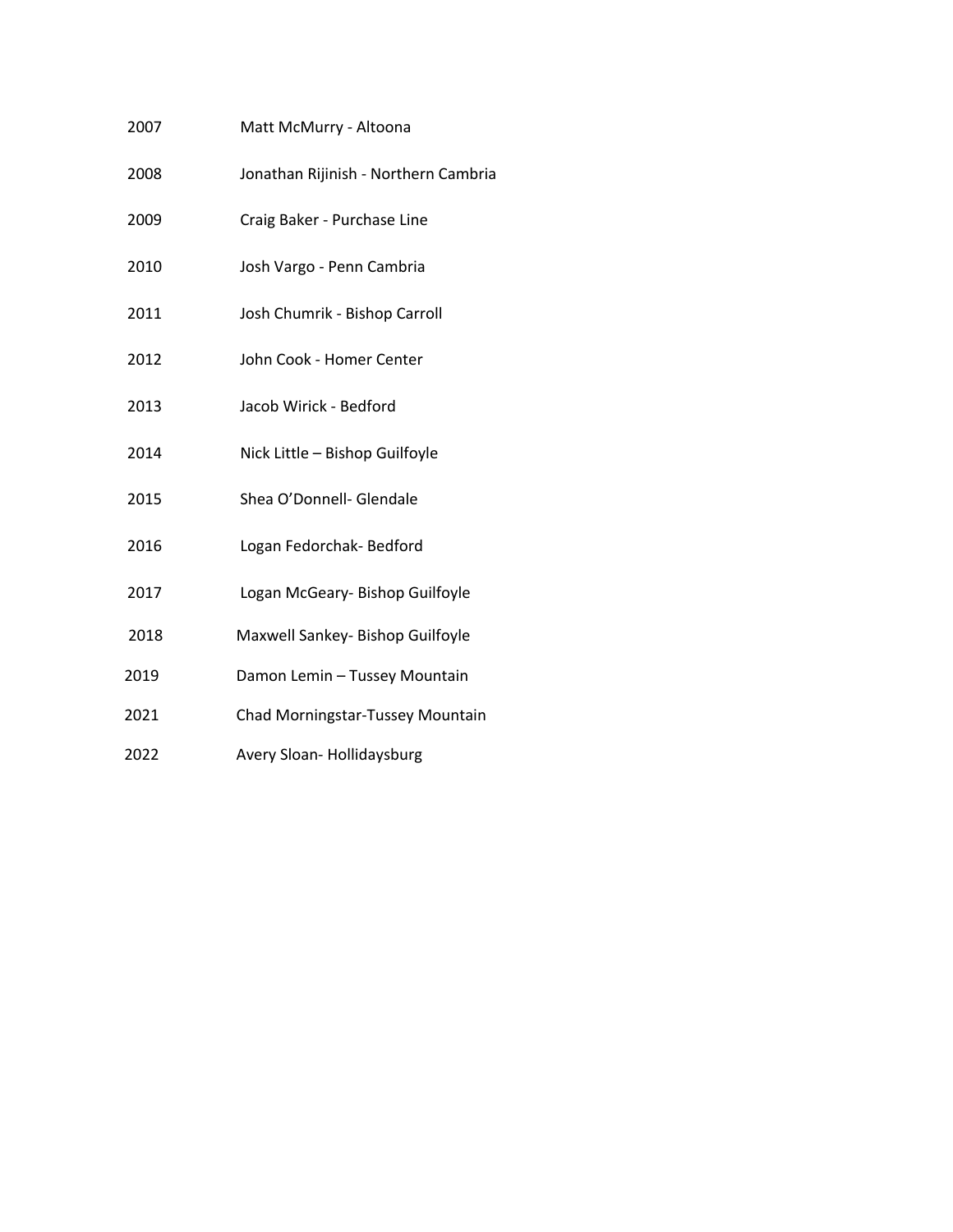| | |
|---|---|
| 2007 | Matt McMurry - Altoona |
| 2008 | Jonathan Rijinish - Northern Cambria |
| 2009 | Craig Baker - Purchase Line |
| 2010 | Josh Vargo - Penn Cambria |
| 2011 | Josh Chumrik - Bishop Carroll |
| 2012 | John Cook - Homer Center |
| 2013 | Jacob Wirick - Bedford |
| 2014 | Nick Little – Bishop Guilfoyle |
| 2015 | Shea O'Donnell- Glendale |
| 2016 | Logan Fedorchak- Bedford |
| 2017 | Logan McGeary- Bishop Guilfoyle |
| 2018 | Maxwell Sankey- Bishop Guilfoyle |
| 2019 | Damon Lemin – Tussey Mountain |
| 2021 | Chad Morningstar-Tussey Mountain |
| 2022 | Avery Sloan- Hollidaysburg |